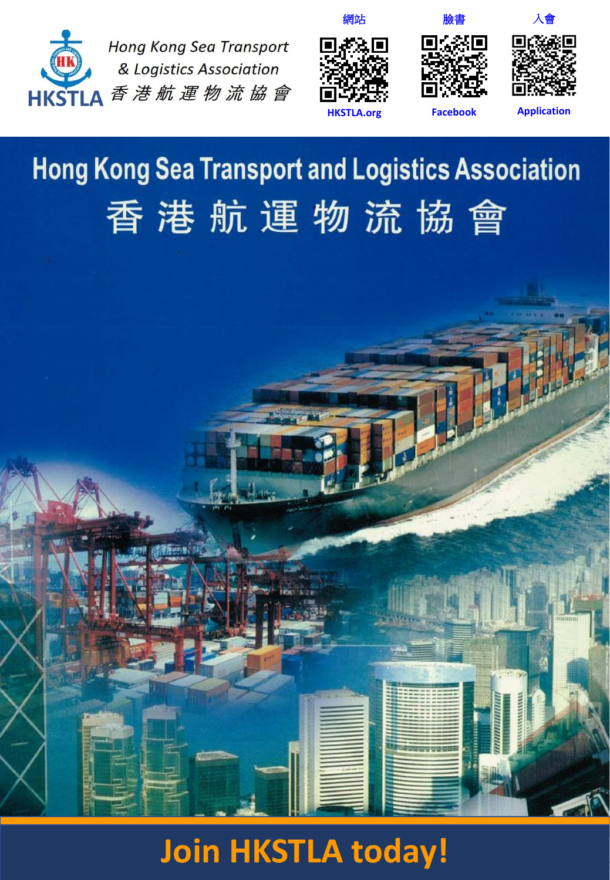Hong Kong Sea Transport & Logistics Association

HKSTLA 香港航運物流協會

網站 HKSTLA.org

臉書 Facebook

入會 Application

# Hong Kong Sea Transport and Logistics Association

# 香港航運物流協會

## Join HKSTLA today!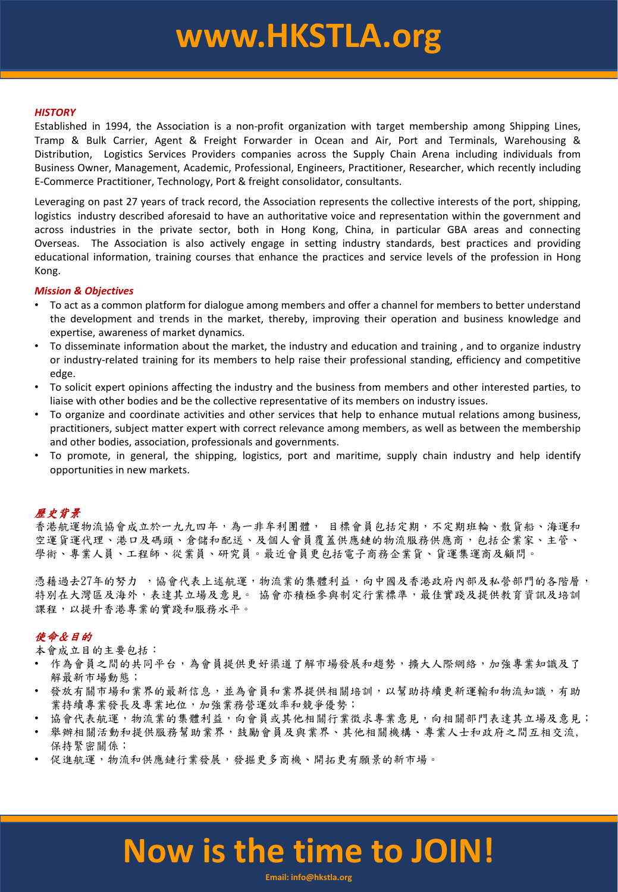# www.HKSTLA.org

***HISTORY***

Established in 1994, the Association is a non-profit organization with target membership among Shipping Lines, Tramp & Bulk Carrier, Agent & Freight Forwarder in Ocean and Air, Port and Terminals, Warehousing & Distribution, Logistics Services Providers companies across the Supply Chain Arena including individuals from Business Owner, Management, Academic, Professional, Engineers, Practitioner, Researcher, which recently including E-Commerce Practitioner, Technology, Port & freight consolidator, consultants.

Leveraging on past 27 years of track record, the Association represents the collective interests of the port, shipping, logistics industry described aforesaid to have an authoritative voice and representation within the government and across industries in the private sector, both in Hong Kong, China, in particular GBA areas and connecting Overseas. The Association is also actively engage in setting industry standards, best practices and providing educational information, training courses that enhance the practices and service levels of the profession in Hong Kong.

***Mission & Objectives***

- To act as a common platform for dialogue among members and offer a channel for members to better understand the development and trends in the market, thereby, improving their operation and business knowledge and expertise, awareness of market dynamics.
- To disseminate information about the market, the industry and education and training , and to organize industry or industry-related training for its members to help raise their professional standing, efficiency and competitive edge.
- To solicit expert opinions affecting the industry and the business from members and other interested parties, to liaise with other bodies and be the collective representative of its members on industry issues.
- To organize and coordinate activities and other services that help to enhance mutual relations among business, practitioners, subject matter expert with correct relevance among members, as well as between the membership and other bodies, association, professionals and governments.
- To promote, in general, the shipping, logistics, port and maritime, supply chain industry and help identify opportunities in new markets.

***歷史背景***

香港航運物流協會成立於一九九四年，為一非牟利團體， 目標會員包括定期，不定期班輪、散貨船、海運和空運貨運代理、港口及碼頭、倉儲和配送、及個人會員覆蓋供應鏈的物流服務供應商，包括企業家、主管、學術、專業人員、工程師、從業員、研究員。最近會員更包括電子商務企業貨、貨運集運商及顧問。

憑藉過去27年的努力 ，協會代表上述航運，物流業的集體利益，向中國及香港政府內部及私營部門的各階層，特別在大灣區及海外，表達其立場及意見。 協會亦積極參與制定行業標準，最佳實踐及提供教育資訊及培訓課程，以提升香港專業的實踐和服務水平。

***使命& 目的***

本會成立目的主要包括：

- 作為會員之間的共同平台，為會員提供更好渠道了解市場發展和趨勢，擴大人際網絡，加強專業知識及了解最新市場動態；
- 發放有關市場和業界的最新信息，並為會員和業界提供相關培訓，以幫助持續更新運輸和物流知識，有助業持續專業發長及專業地位，加強業務營運效率和競爭優勢；
- 協會代表航運，物流業的集體利益，向會員或其他相關行業徵求專業意見，向相關部門表達其立場及意見；
- 舉辦相關活動和提供服務幫助業界，鼓勵會員及與業界、其他相關機構、專業人士和政府之間互相交流，保持緊密關係；
- 促進航運，物流和供應鏈行業發展，發掘更多商機、開拓更有願景的新市場。

# Now is the time to JOIN!

**Email: info@hkstla.org**